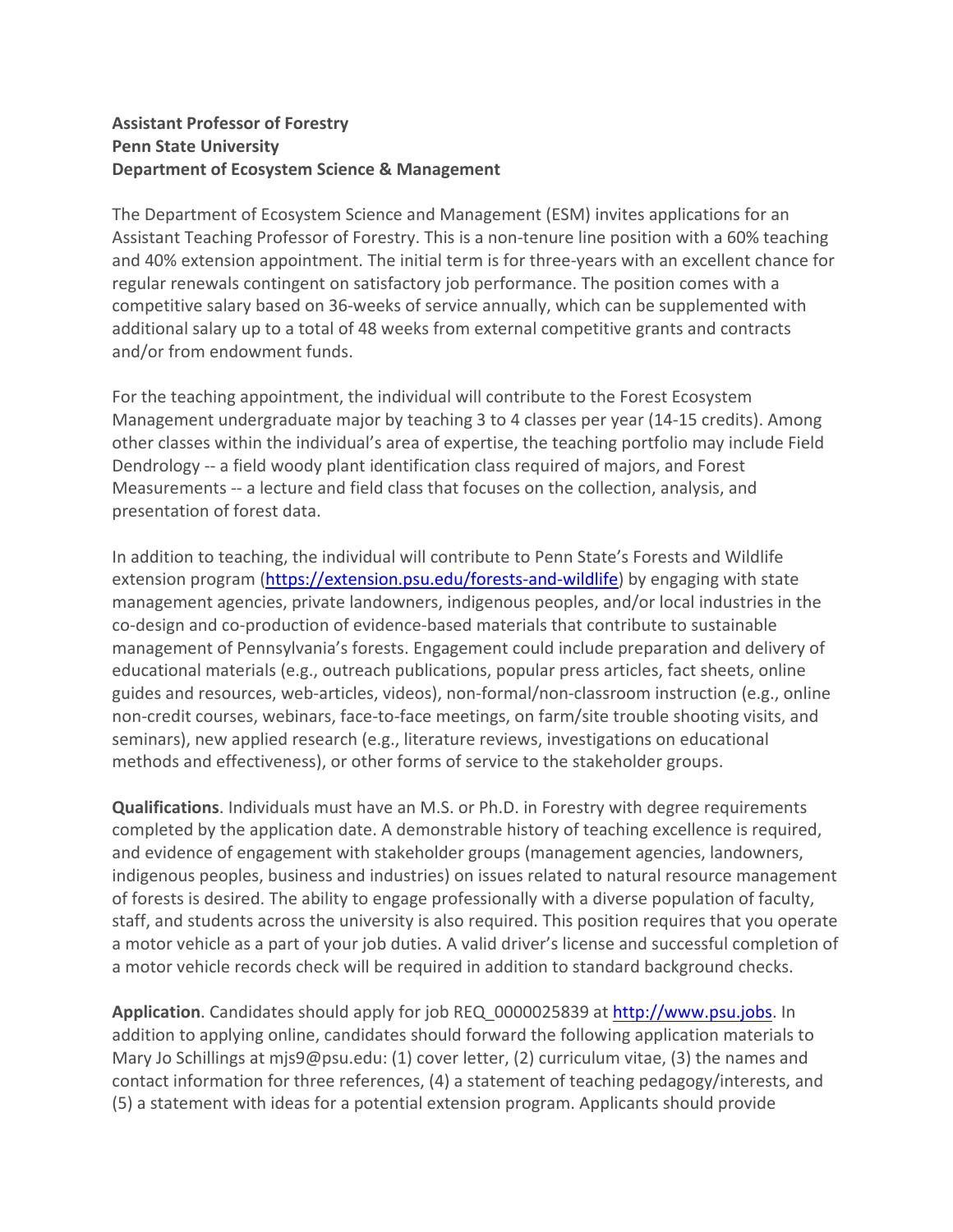**Assistant Professor of Forestry**
**Penn State University**
**Department of Ecosystem Science & Management**

The Department of Ecosystem Science and Management (ESM) invites applications for an Assistant Teaching Professor of Forestry. This is a non-tenure line position with a 60% teaching and 40% extension appointment. The initial term is for three-years with an excellent chance for regular renewals contingent on satisfactory job performance. The position comes with a competitive salary based on 36-weeks of service annually, which can be supplemented with additional salary up to a total of 48 weeks from external competitive grants and contracts and/or from endowment funds.

For the teaching appointment, the individual will contribute to the Forest Ecosystem Management undergraduate major by teaching 3 to 4 classes per year (14-15 credits). Among other classes within the individual's area of expertise, the teaching portfolio may include Field Dendrology -- a field woody plant identification class required of majors, and Forest Measurements -- a lecture and field class that focuses on the collection, analysis, and presentation of forest data.

In addition to teaching, the individual will contribute to Penn State's Forests and Wildlife extension program (https://extension.psu.edu/forests-and-wildlife) by engaging with state management agencies, private landowners, indigenous peoples, and/or local industries in the co-design and co-production of evidence-based materials that contribute to sustainable management of Pennsylvania's forests. Engagement could include preparation and delivery of educational materials (e.g., outreach publications, popular press articles, fact sheets, online guides and resources, web-articles, videos), non-formal/non-classroom instruction (e.g., online non-credit courses, webinars, face-to-face meetings, on farm/site trouble shooting visits, and seminars), new applied research (e.g., literature reviews, investigations on educational methods and effectiveness), or other forms of service to the stakeholder groups.

**Qualifications**. Individuals must have an M.S. or Ph.D. in Forestry with degree requirements completed by the application date. A demonstrable history of teaching excellence is required, and evidence of engagement with stakeholder groups (management agencies, landowners, indigenous peoples, business and industries) on issues related to natural resource management of forests is desired. The ability to engage professionally with a diverse population of faculty, staff, and students across the university is also required. This position requires that you operate a motor vehicle as a part of your job duties. A valid driver's license and successful completion of a motor vehicle records check will be required in addition to standard background checks.

**Application**. Candidates should apply for job REQ_0000025839 at http://www.psu.jobs. In addition to applying online, candidates should forward the following application materials to Mary Jo Schillings at mjs9@psu.edu: (1) cover letter, (2) curriculum vitae, (3) the names and contact information for three references, (4) a statement of teaching pedagogy/interests, and (5) a statement with ideas for a potential extension program. Applicants should provide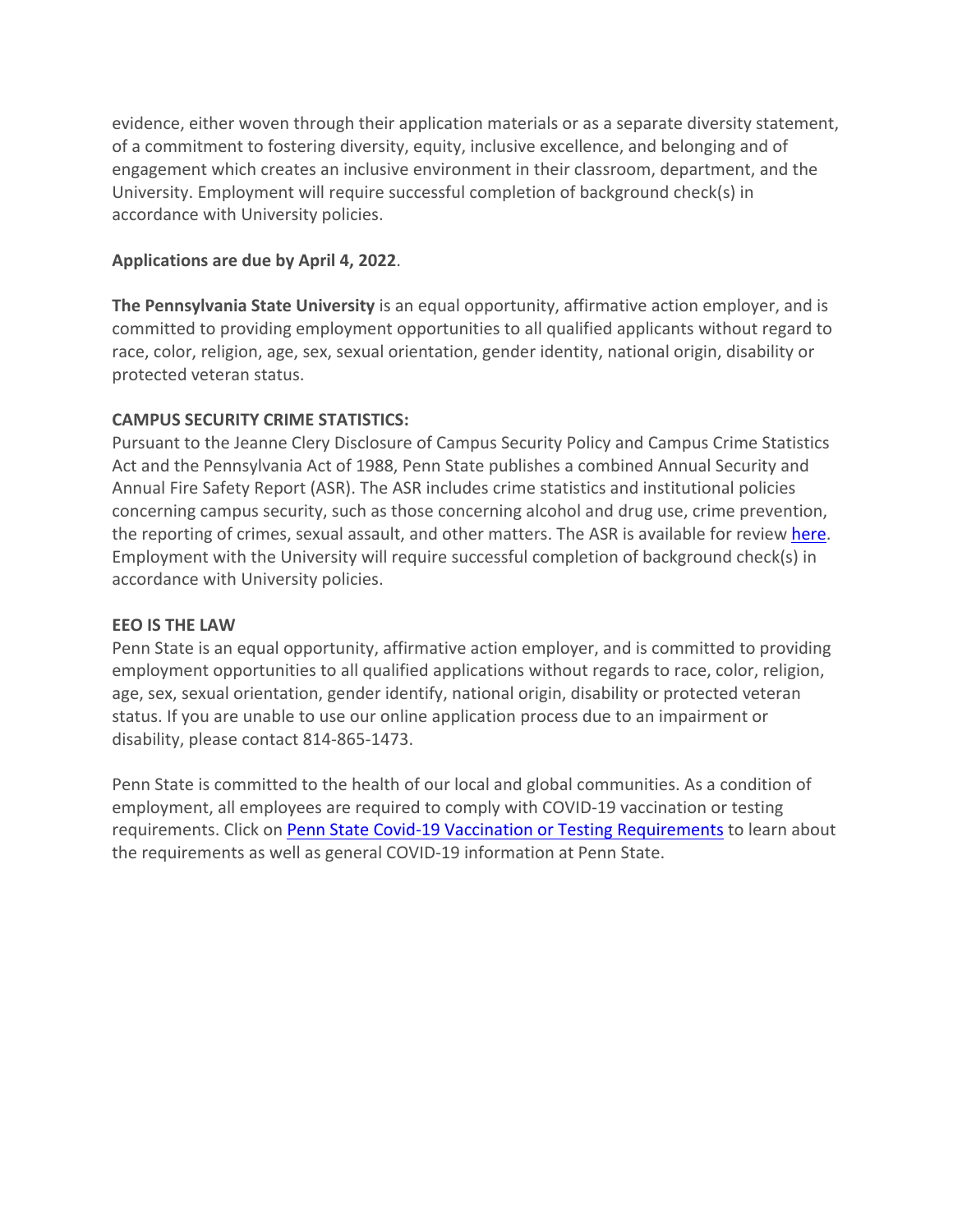evidence, either woven through their application materials or as a separate diversity statement, of a commitment to fostering diversity, equity, inclusive excellence, and belonging and of engagement which creates an inclusive environment in their classroom, department, and the University. Employment will require successful completion of background check(s) in accordance with University policies.

**Applications are due by April 4, 2022**.

**The Pennsylvania State University** is an equal opportunity, affirmative action employer, and is committed to providing employment opportunities to all qualified applicants without regard to race, color, religion, age, sex, sexual orientation, gender identity, national origin, disability or protected veteran status.

**CAMPUS SECURITY CRIME STATISTICS:**
Pursuant to the Jeanne Clery Disclosure of Campus Security Policy and Campus Crime Statistics Act and the Pennsylvania Act of 1988, Penn State publishes a combined Annual Security and Annual Fire Safety Report (ASR). The ASR includes crime statistics and institutional policies concerning campus security, such as those concerning alcohol and drug use, crime prevention, the reporting of crimes, sexual assault, and other matters. The ASR is available for review here. Employment with the University will require successful completion of background check(s) in accordance with University policies.

**EEO IS THE LAW**
Penn State is an equal opportunity, affirmative action employer, and is committed to providing employment opportunities to all qualified applications without regards to race, color, religion, age, sex, sexual orientation, gender identify, national origin, disability or protected veteran status. If you are unable to use our online application process due to an impairment or disability, please contact 814-865-1473.

Penn State is committed to the health of our local and global communities. As a condition of employment, all employees are required to comply with COVID-19 vaccination or testing requirements. Click on Penn State Covid-19 Vaccination or Testing Requirements to learn about the requirements as well as general COVID-19 information at Penn State.